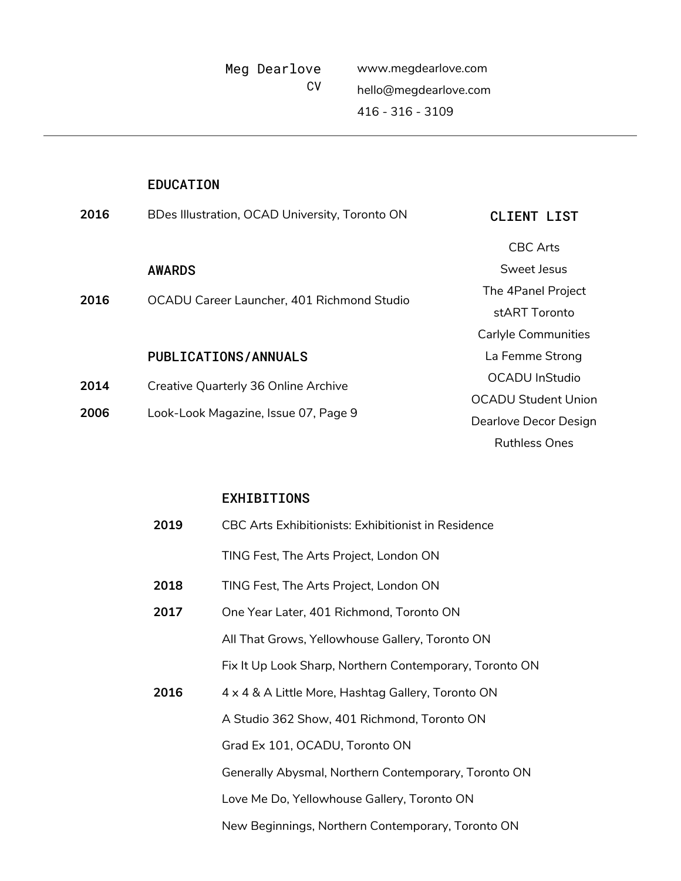# Meg Dearlove
CV

www.megdearlove.com
hello@megdearlove.com
416 - 316 - 3109

---

## EDUCATION

**2016** BDes Illustration, OCAD University, Toronto ON

## AWARDS

**2016** OCADU Career Launcher, 401 Richmond Studio

## PUBLICATIONS/ANNUALS

**2014** Creative Quarterly 36 Online Archive

**2006** Look-Look Magazine, Issue 07, Page 9

## CLIENT LIST

CBC Arts
Sweet Jesus
The 4Panel Project
stART Toronto
Carlyle Communities
La Femme Strong
OCADU InStudio
OCADU Student Union
Dearlove Decor Design
Ruthless Ones

## EXHIBITIONS

**2019** CBC Arts Exhibitionists: Exhibitionist in Residence

TING Fest, The Arts Project, London ON

**2018** TING Fest, The Arts Project, London ON

**2017** One Year Later, 401 Richmond, Toronto ON

All That Grows, Yellowhouse Gallery, Toronto ON

Fix It Up Look Sharp, Northern Contemporary, Toronto ON

**2016** 4 x 4 & A Little More, Hashtag Gallery, Toronto ON

A Studio 362 Show, 401 Richmond, Toronto ON

Grad Ex 101, OCADU, Toronto ON

Generally Abysmal, Northern Contemporary, Toronto ON

Love Me Do, Yellowhouse Gallery, Toronto ON

New Beginnings, Northern Contemporary, Toronto ON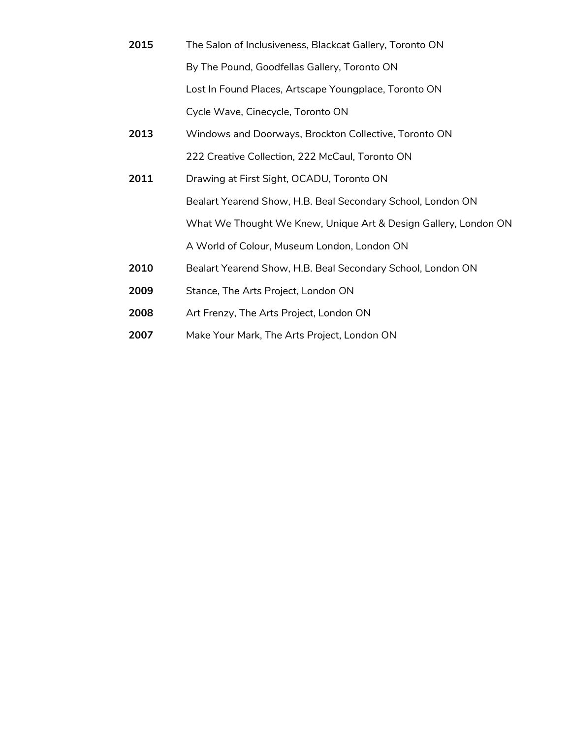| | |
|---|---|
| **2015** | The Salon of Inclusiveness, Blackcat Gallery, Toronto ON |
| | By The Pound, Goodfellas Gallery, Toronto ON |
| | Lost In Found Places, Artscape Youngplace, Toronto ON |
| | Cycle Wave, Cinecycle, Toronto ON |
| **2013** | Windows and Doorways, Brockton Collective, Toronto ON |
| | 222 Creative Collection, 222 McCaul, Toronto ON |
| **2011** | Drawing at First Sight, OCADU, Toronto ON |
| | Bealart Yearend Show, H.B. Beal Secondary School, London ON |
| | What We Thought We Knew, Unique Art & Design Gallery, London ON |
| | A World of Colour, Museum London, London ON |
| **2010** | Bealart Yearend Show, H.B. Beal Secondary School, London ON |
| **2009** | Stance, The Arts Project, London ON |
| **2008** | Art Frenzy, The Arts Project, London ON |
| **2007** | Make Your Mark, The Arts Project, London ON |